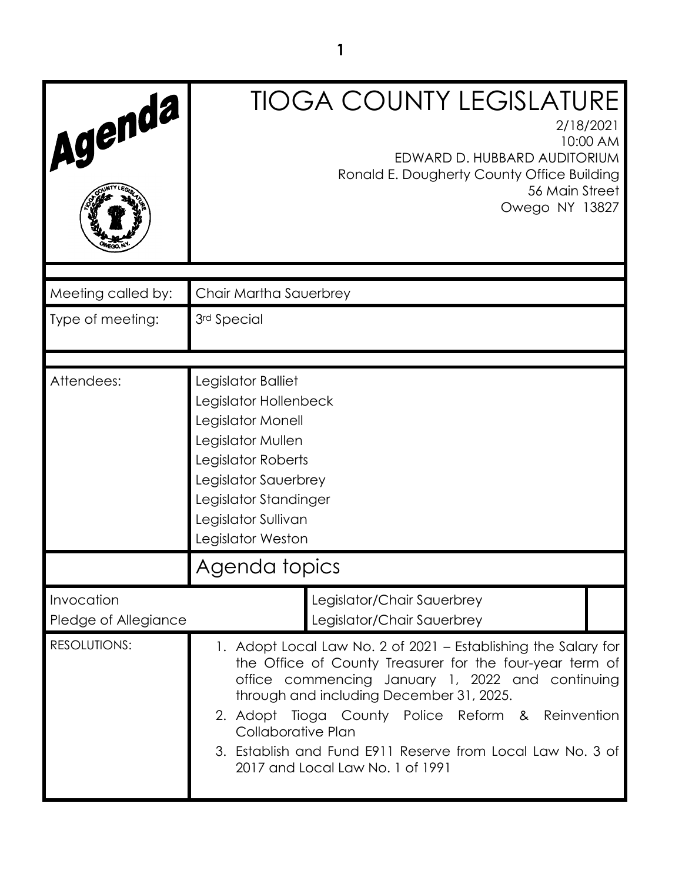# Agenda

# TIOGA COUNTY LEGISLATURE

2/18/2021
10:00 AM
EDWARD D. HUBBARD AUDITORIUM
Ronald E. Dougherty County Office Building
56 Main Street
Owego NY 13827

| | |
|---|---|
| Meeting called by: | Chair Martha Sauerbrey |
| Type of meeting: | 3rd Special |
| Attendees: | Legislator Balliet<br>Legislator Hollenbeck<br>Legislator Monell<br>Legislator Mullen<br>Legislator Roberts<br>Legislator Sauerbrey<br>Legislator Standinger<br>Legislator Sullivan<br>Legislator Weston |

## Agenda topics

| | |
|---|---|
| Invocation | Legislator/Chair Sauerbrey |
| Pledge of Allegiance | Legislator/Chair Sauerbrey |

RESOLUTIONS:

1. Adopt Local Law No. 2 of 2021 – Establishing the Salary for the Office of County Treasurer for the four-year term of office commencing January 1, 2022 and continuing through and including December 31, 2025.
2. Adopt Tioga County Police Reform & Reinvention Collaborative Plan
3. Establish and Fund E911 Reserve from Local Law No. 3 of 2017 and Local Law No. 1 of 1991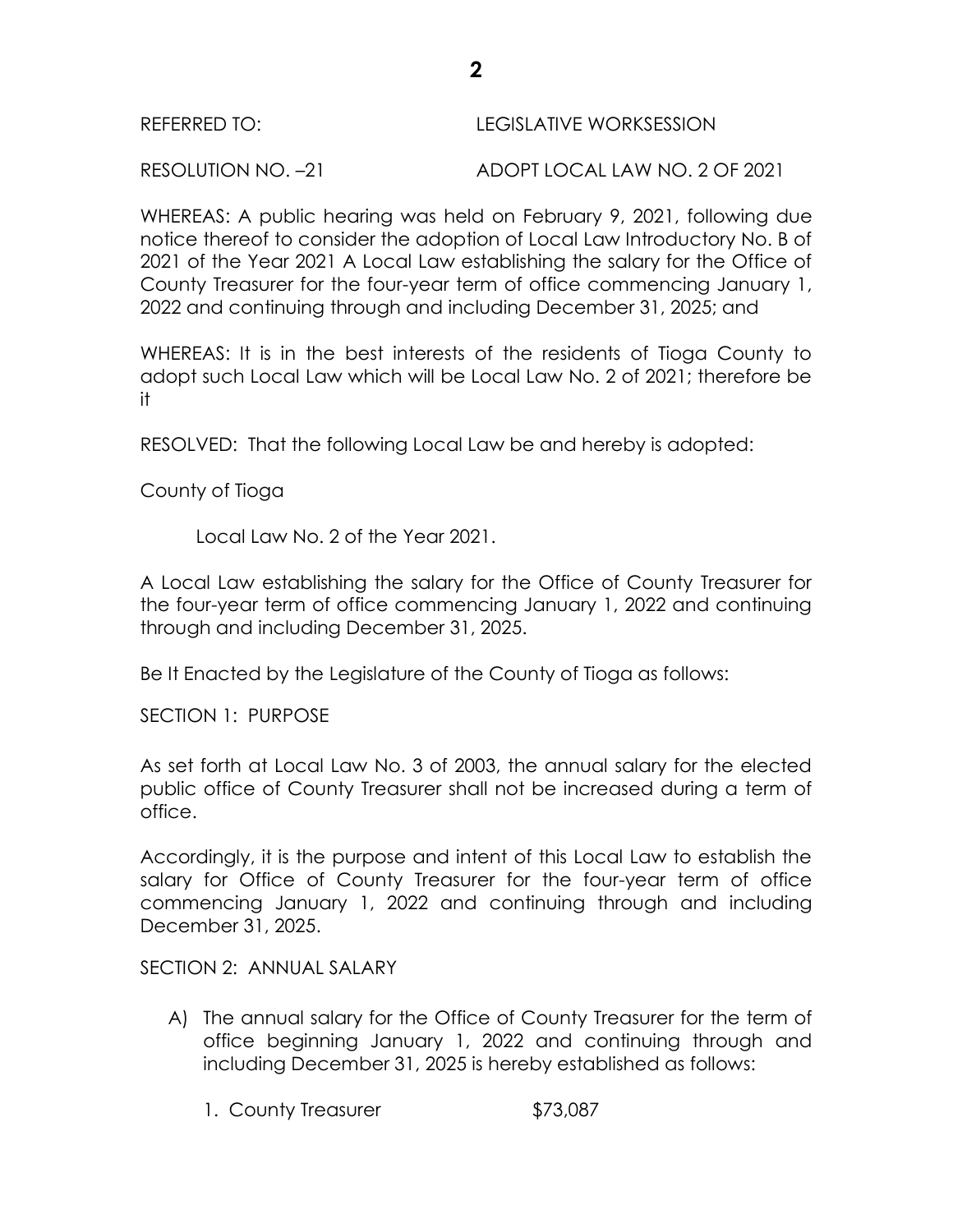REFERRED TO: LEGISLATIVE WORKSESSION

RESOLUTION NO. –21 ADOPT LOCAL LAW NO. 2 OF 2021

WHEREAS: A public hearing was held on February 9, 2021, following due notice thereof to consider the adoption of Local Law Introductory No. B of 2021 of the Year 2021 A Local Law establishing the salary for the Office of County Treasurer for the four-year term of office commencing January 1, 2022 and continuing through and including December 31, 2025; and

WHEREAS: It is in the best interests of the residents of Tioga County to adopt such Local Law which will be Local Law No. 2 of 2021; therefore be it

RESOLVED: That the following Local Law be and hereby is adopted:

County of Tioga

Local Law No. 2 of the Year 2021.

A Local Law establishing the salary for the Office of County Treasurer for the four-year term of office commencing January 1, 2022 and continuing through and including December 31, 2025.

Be It Enacted by the Legislature of the County of Tioga as follows:

SECTION 1: PURPOSE

As set forth at Local Law No. 3 of 2003, the annual salary for the elected public office of County Treasurer shall not be increased during a term of office.

Accordingly, it is the purpose and intent of this Local Law to establish the salary for Office of County Treasurer for the four-year term of office commencing January 1, 2022 and continuing through and including December 31, 2025.

SECTION 2: ANNUAL SALARY

A) The annual salary for the Office of County Treasurer for the term of office beginning January 1, 2022 and continuing through and including December 31, 2025 is hereby established as follows:

   1. County Treasurer $73,087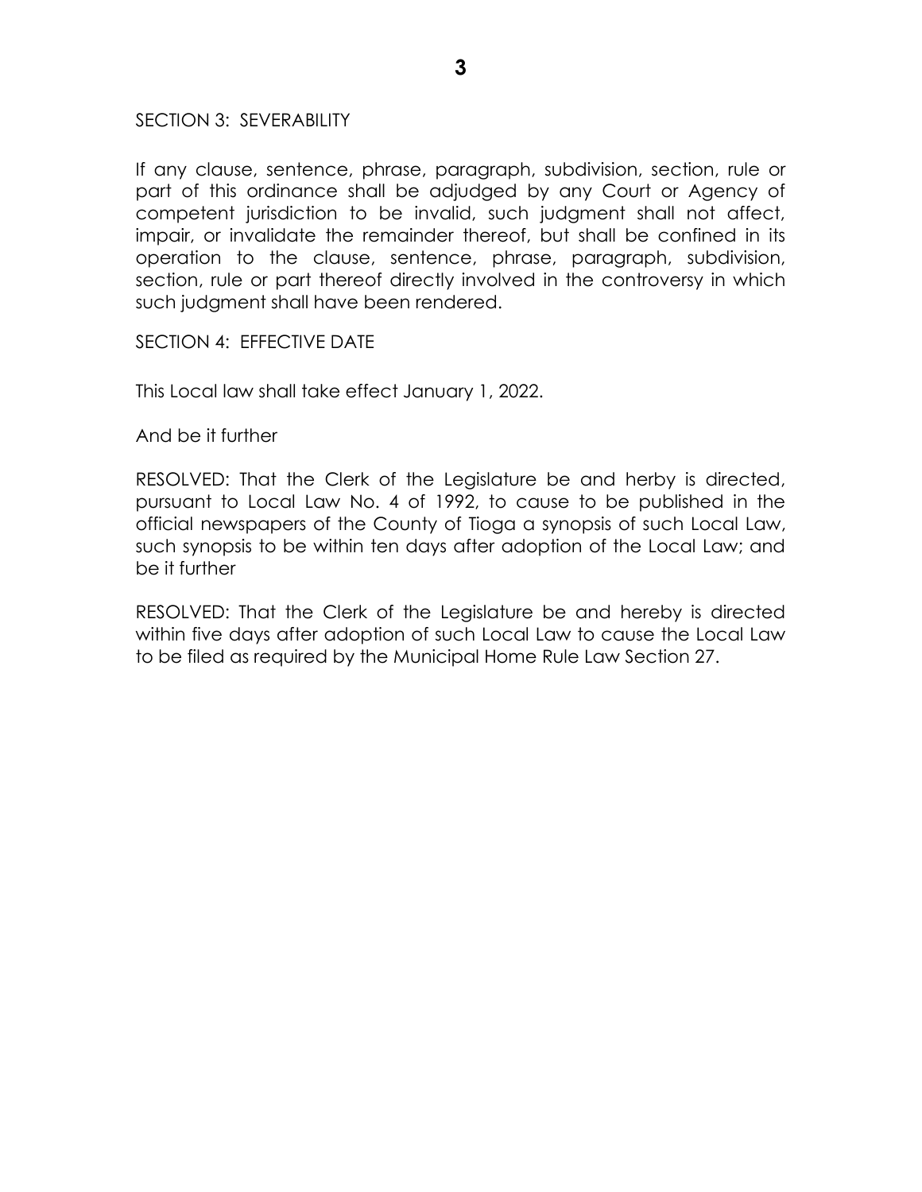SECTION 3: SEVERABILITY

If any clause, sentence, phrase, paragraph, subdivision, section, rule or part of this ordinance shall be adjudged by any Court or Agency of competent jurisdiction to be invalid, such judgment shall not affect, impair, or invalidate the remainder thereof, but shall be confined in its operation to the clause, sentence, phrase, paragraph, subdivision, section, rule or part thereof directly involved in the controversy in which such judgment shall have been rendered.

SECTION 4: EFFECTIVE DATE

This Local law shall take effect January 1, 2022.

And be it further

RESOLVED: That the Clerk of the Legislature be and herby is directed, pursuant to Local Law No. 4 of 1992, to cause to be published in the official newspapers of the County of Tioga a synopsis of such Local Law, such synopsis to be within ten days after adoption of the Local Law; and be it further

RESOLVED: That the Clerk of the Legislature be and hereby is directed within five days after adoption of such Local Law to cause the Local Law to be filed as required by the Municipal Home Rule Law Section 27.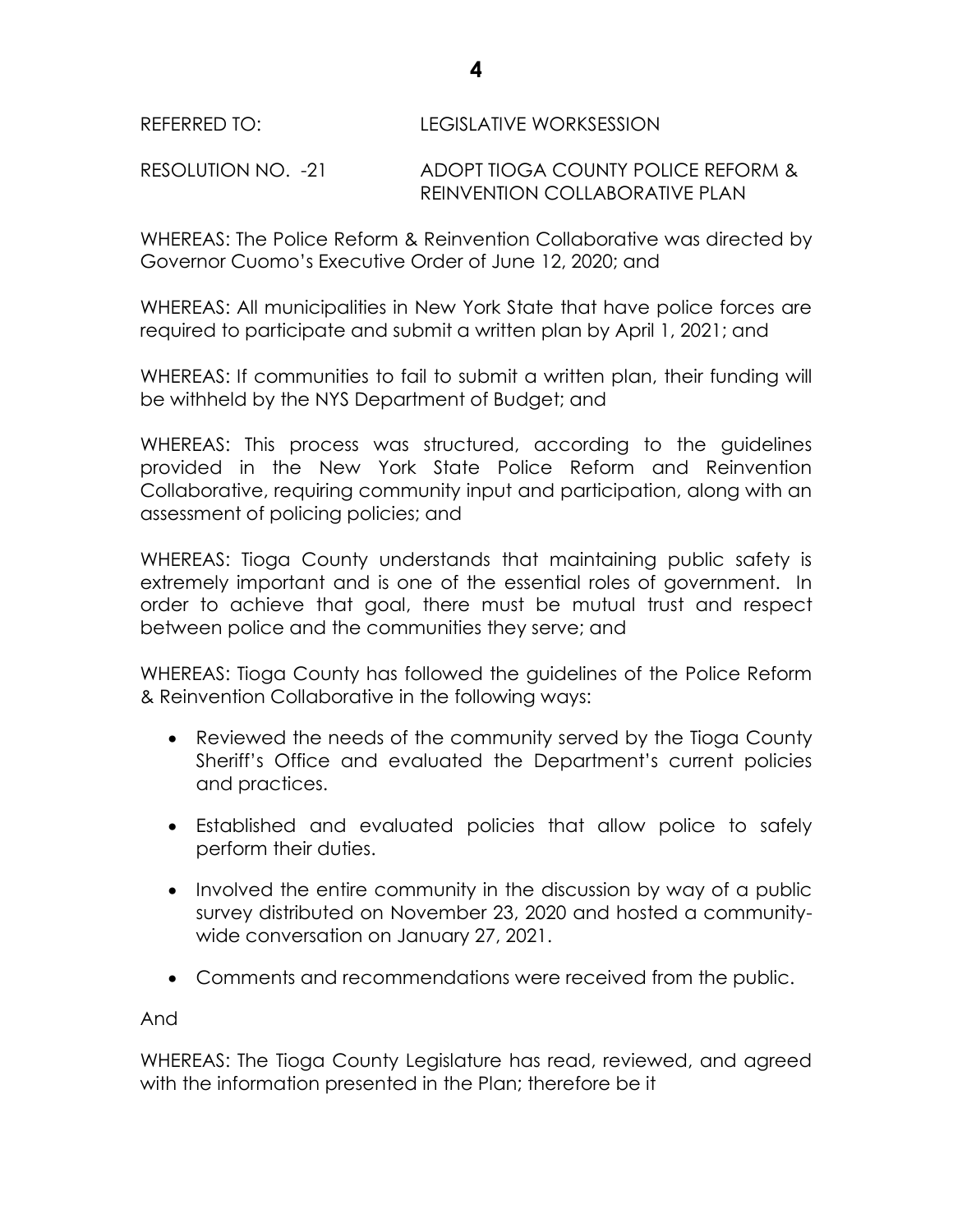REFERRED TO: LEGISLATIVE WORKSESSION

RESOLUTION NO. -21 ADOPT TIOGA COUNTY POLICE REFORM & REINVENTION COLLABORATIVE PLAN

WHEREAS: The Police Reform & Reinvention Collaborative was directed by Governor Cuomo's Executive Order of June 12, 2020; and

WHEREAS: All municipalities in New York State that have police forces are required to participate and submit a written plan by April 1, 2021; and

WHEREAS: If communities to fail to submit a written plan, their funding will be withheld by the NYS Department of Budget; and

WHEREAS: This process was structured, according to the guidelines provided in the New York State Police Reform and Reinvention Collaborative, requiring community input and participation, along with an assessment of policing policies; and

WHEREAS: Tioga County understands that maintaining public safety is extremely important and is one of the essential roles of government. In order to achieve that goal, there must be mutual trust and respect between police and the communities they serve; and

WHEREAS: Tioga County has followed the guidelines of the Police Reform & Reinvention Collaborative in the following ways:

- Reviewed the needs of the community served by the Tioga County Sheriff's Office and evaluated the Department's current policies and practices.
- Established and evaluated policies that allow police to safely perform their duties.
- Involved the entire community in the discussion by way of a public survey distributed on November 23, 2020 and hosted a community-wide conversation on January 27, 2021.
- Comments and recommendations were received from the public.

And

WHEREAS: The Tioga County Legislature has read, reviewed, and agreed with the information presented in the Plan; therefore be it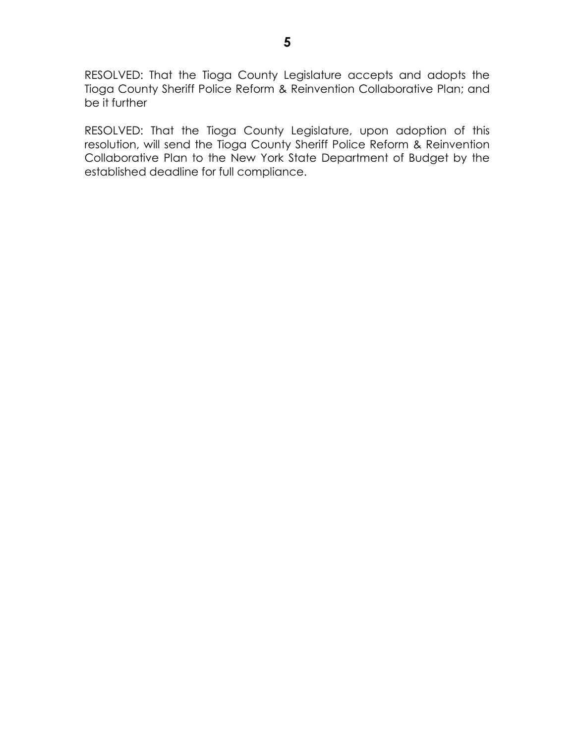RESOLVED: That the Tioga County Legislature accepts and adopts the Tioga County Sheriff Police Reform & Reinvention Collaborative Plan; and be it further

RESOLVED: That the Tioga County Legislature, upon adoption of this resolution, will send the Tioga County Sheriff Police Reform & Reinvention Collaborative Plan to the New York State Department of Budget by the established deadline for full compliance.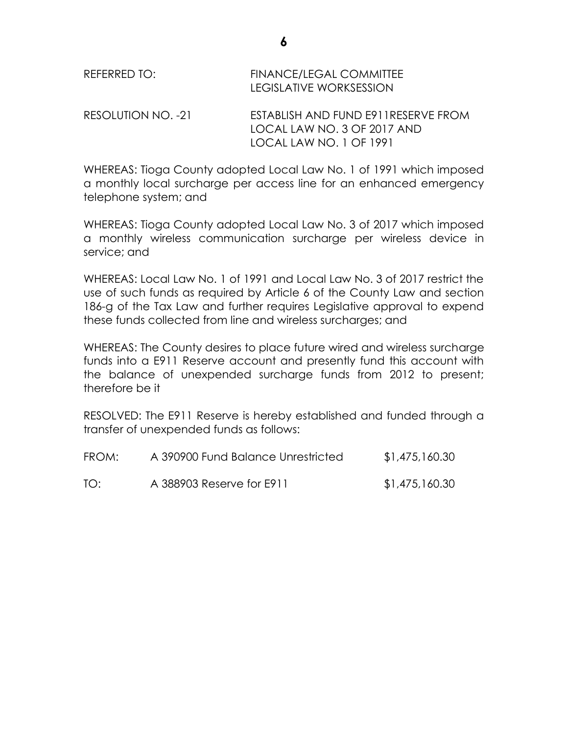REFERRED TO: FINANCE/LEGAL COMMITTEE
LEGISLATIVE WORKSESSION

RESOLUTION NO. -21 ESTABLISH AND FUND E911RESERVE FROM LOCAL LAW NO. 3 OF 2017 AND LOCAL LAW NO. 1 OF 1991

WHEREAS: Tioga County adopted Local Law No. 1 of 1991 which imposed a monthly local surcharge per access line for an enhanced emergency telephone system; and

WHEREAS: Tioga County adopted Local Law No. 3 of 2017 which imposed a monthly wireless communication surcharge per wireless device in service; and

WHEREAS: Local Law No. 1 of 1991 and Local Law No. 3 of 2017 restrict the use of such funds as required by Article 6 of the County Law and section 186-g of the Tax Law and further requires Legislative approval to expend these funds collected from line and wireless surcharges; and

WHEREAS: The County desires to place future wired and wireless surcharge funds into a E911 Reserve account and presently fund this account with the balance of unexpended surcharge funds from 2012 to present; therefore be it

RESOLVED: The E911 Reserve is hereby established and funded through a transfer of unexpended funds as follows:

| | | |
|---|---|---|
| FROM: | A 390900 Fund Balance Unrestricted | $1,475,160.30 |
| TO: | A 388903 Reserve for E911 | $1,475,160.30 |